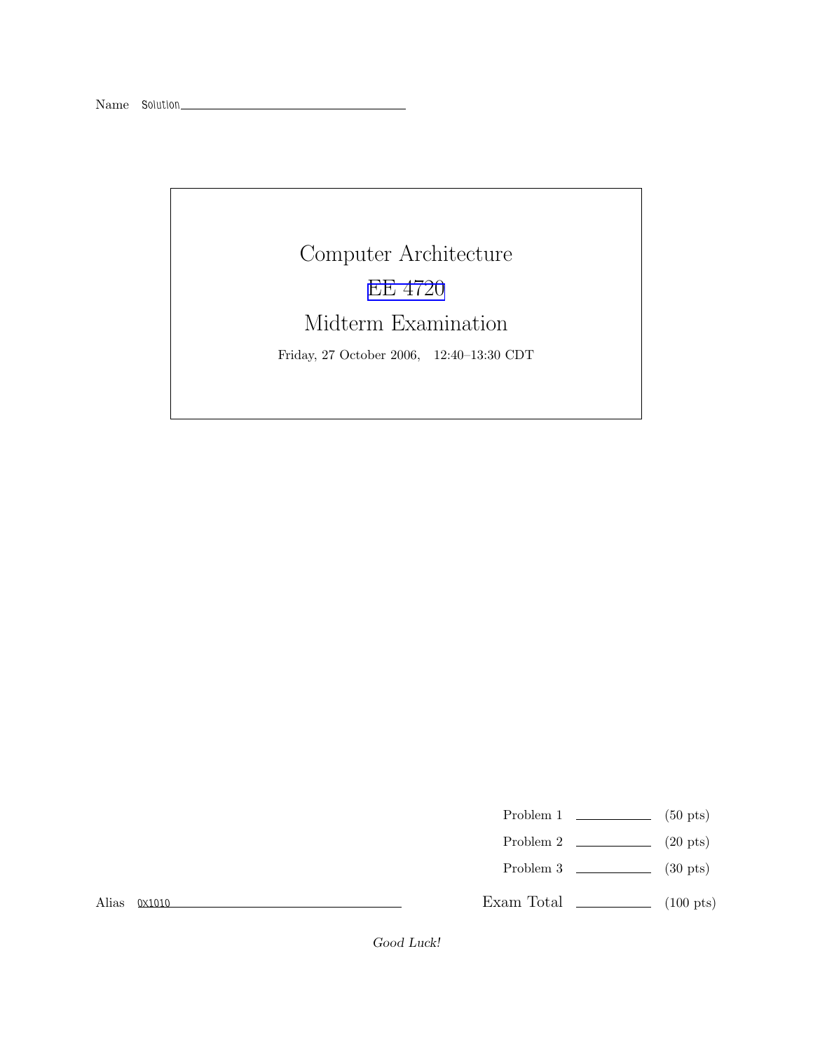Name Solution

# Computer Architecture

## EE 4720

## Midterm Examination

Friday, 27 October 2006, 12:40–13:30 CDT

| | | |
|---|---|---|
| Problem 1 | | (50 pts) |
| Problem 2 | | (20 pts) |
| Problem 3 | | (30 pts) |
| Exam Total | | (100 pts) |

Alias 0x1010

*Good Luck!*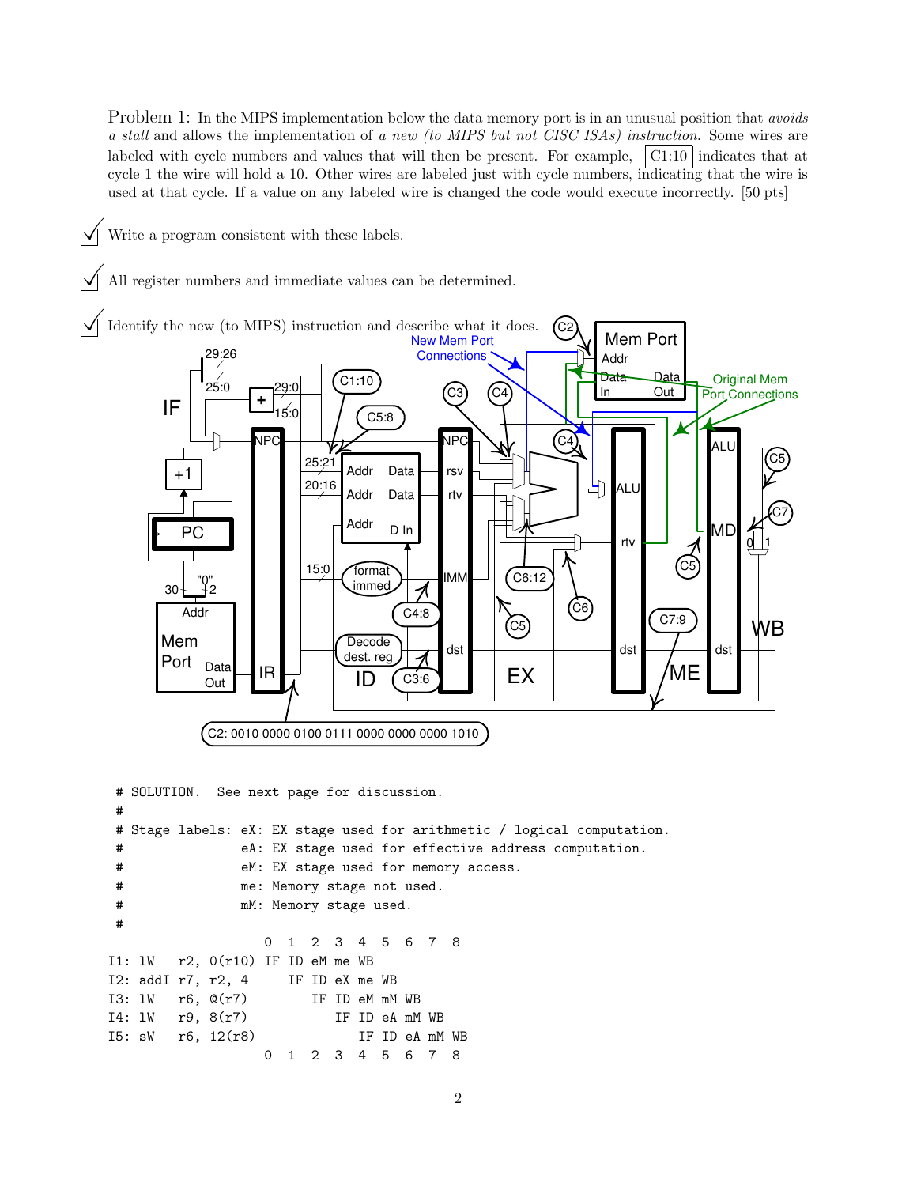Problem 1: In the MIPS implementation below the data memory port is in an unusual position that *avoids a stall* and allows the implementation of *a new (to MIPS but not CISC ISAs) instruction*. Some wires are labeled with cycle numbers and values that will then be present. For example, C1:10 indicates that at cycle 1 the wire will hold a 10. Other wires are labeled just with cycle numbers, indicating that the wire is used at that cycle. If a value on any labeled wire is changed the code would execute incorrectly. [50 pts]

☑ Write a program consistent with these labels.

☑ All register numbers and immediate values can be determined.

☑ Identify the new (to MIPS) instruction and describe what it does.

```
# SOLUTION.  See next page for discussion.
#
# Stage labels: eX: EX stage used for arithmetic / logical computation.
#               eA: EX stage used for effective address computation.
#               eM: EX stage used for memory access.
#               me: Memory stage not used.
#               mM: Memory stage used.
#
                        0  1  2  3  4  5  6  7  8
I1: lW   r2, 0(r10)  IF ID eM me WB
I2: addI r7, r2, 4      IF ID eX me WB
I3: lW   r6, @(r7)         IF ID eM mM WB
I4: lW   r9, 8(r7)            IF ID eA mM WB
I5: sW   r6, 12(r8)              IF ID eA mM WB
                        0  1  2  3  4  5  6  7  8
```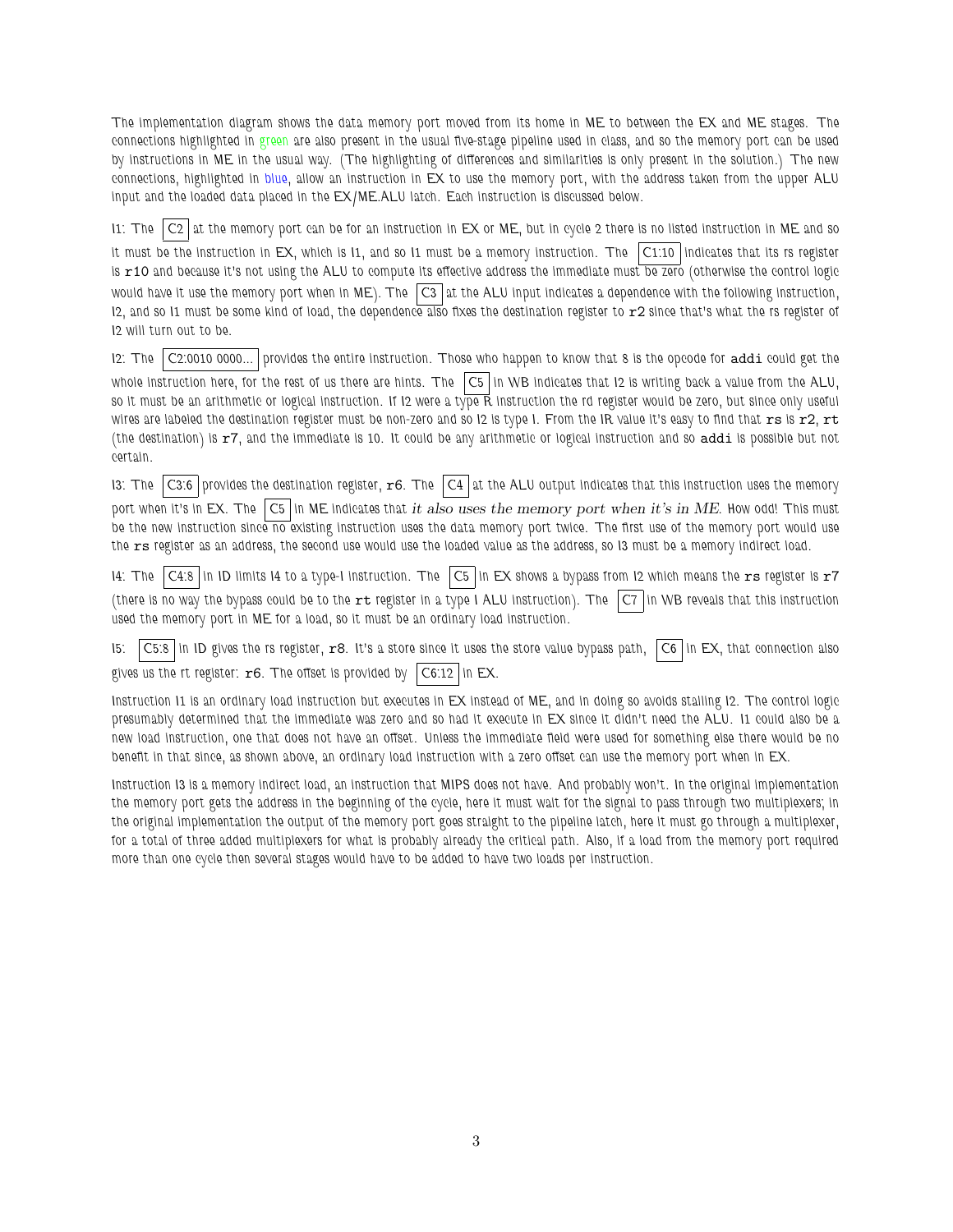The implementation diagram shows the data memory port moved from its home in ME to between the EX and ME stages. The connections highlighted in green are also present in the usual five-stage pipeline used in class, and so the memory port can be used by instructions in ME in the usual way. (The highlighting of differences and similarities is only present in the solution.) The new connections, highlighted in blue, allow an instruction in EX to use the memory port, with the address taken from the upper ALU input and the loaded data placed in the EX/ME.ALU latch. Each instruction is discussed below.

I1: The C2 at the memory port can be for an instruction in EX or ME, but in cycle 2 there is no listed instruction in ME and so it must be the instruction in EX, which is I1, and so I1 must be a memory instruction. The C1:10 indicates that its rs register is r10 and because it's not using the ALU to compute its effective address the immediate must be zero (otherwise the control logic would have it use the memory port when in ME). The C3 at the ALU input indicates a dependence with the following instruction, I2, and so I1 must be some kind of load, the dependence also fixes the destination register to r2 since that's what the rs register of I2 will turn out to be.

I2: The C2:0010 0000... provides the entire instruction. Those who happen to know that 8 is the opcode for addi could get the whole instruction here, for the rest of us there are hints. The C5 in WB indicates that I2 is writing back a value from the ALU, so it must be an arithmetic or logical instruction. If I2 were a type R instruction the rd register would be zero, but since only useful wires are labeled the destination register must be non-zero and so I2 is type I. From the IR value it's easy to find that rs is r2, rt (the destination) is r7, and the immediate is 10. It could be any arithmetic or logical instruction and so addi is possible but not certain.

I3: The C3:6 provides the destination register, r6. The C4 at the ALU output indicates that this instruction uses the memory port when it's in EX. The C5 in ME indicates that *it also uses the memory port when it's in ME*. How odd! This must be the new instruction since no existing instruction uses the data memory port twice. The first use of the memory port would use the rs register as an address, the second use would use the loaded value as the address, so I3 must be a memory indirect load.

I4: The C4:8 in ID limits I4 to a type-I instruction. The C5 in EX shows a bypass from I2 which means the rs register is r7 (there is no way the bypass could be to the rt register in a type I ALU instruction). The C7 in WB reveals that this instruction used the memory port in ME for a load, so it must be an ordinary load instruction.

I5: C5:8 in ID gives the rs register, r8. It's a store since it uses the store value bypass path, C6 in EX, that connection also gives us the rt register: r6. The offset is provided by C6:12 in EX.

Instruction I1 is an ordinary load instruction but executes in EX instead of ME, and in doing so avoids stalling I2. The control logic presumably determined that the immediate was zero and so had it execute in EX since it didn't need the ALU. I1 could also be a new load instruction, one that does not have an offset. Unless the immediate field were used for something else there would be no benefit in that since, as shown above, an ordinary load instruction with a zero offset can use the memory port when in EX.

Instruction I3 is a memory indirect load, an instruction that MIPS does not have. And probably won't. In the original implementation the memory port gets the address in the beginning of the cycle, here it must wait for the signal to pass through two multiplexers; in the original implementation the output of the memory port goes straight to the pipeline latch, here it must go through a multiplexer, for a total of three added multiplexers for what is probably already the critical path. Also, if a load from the memory port required more than one cycle then several stages would have to be added to have two loads per instruction.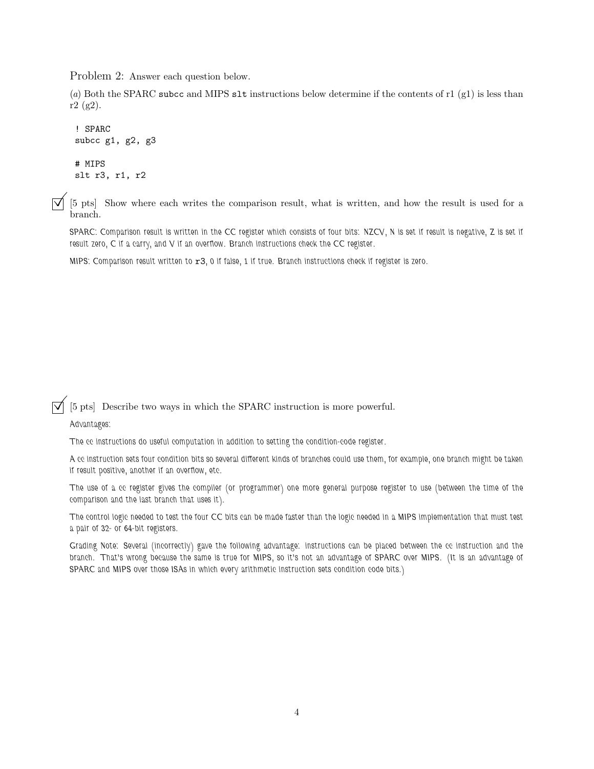Problem 2: Answer each question below.

(*a*) Both the SPARC `subcc` and MIPS `slt` instructions below determine if the contents of r1 (g1) is less than r2 (g2).

```
! SPARC
subcc g1, g2, g3

# MIPS
slt r3, r1, r2
```

☑ [5 pts] Show where each writes the comparison result, what is written, and how the result is used for a branch.

SPARC: Comparison result is written in the CC register which consists of four bits: NZCV, N is set if result is negative, Z is set if result zero, C if a carry, and V if an overflow. Branch instructions check the CC register.

MIPS: Comparison result written to `r3`, 0 if false, 1 if true. Branch instructions check if register is zero.

☑ [5 pts] Describe two ways in which the SPARC instruction is more powerful.

Advantages:

The cc instructions do useful computation in addition to setting the condition-code register.

A cc instruction sets four condition bits so several different kinds of branches could use them, for example, one branch might be taken if result positive, another if an overflow, etc.

The use of a cc register gives the compiler (or programmer) one more general purpose register to use (between the time of the comparison and the last branch that uses it).

The control logic needed to test the four CC bits can be made faster than the logic needed in a MIPS implementation that must test a pair of 32- or 64-bit registers.

Grading Note: Several (incorrectly) gave the following advantage: instructions can be placed between the cc instruction and the branch. That's wrong because the same is true for MIPS, so it's not an advantage of SPARC over MIPS. (It is an advantage of SPARC and MIPS over those ISAs in which every arithmetic instruction sets condition code bits.)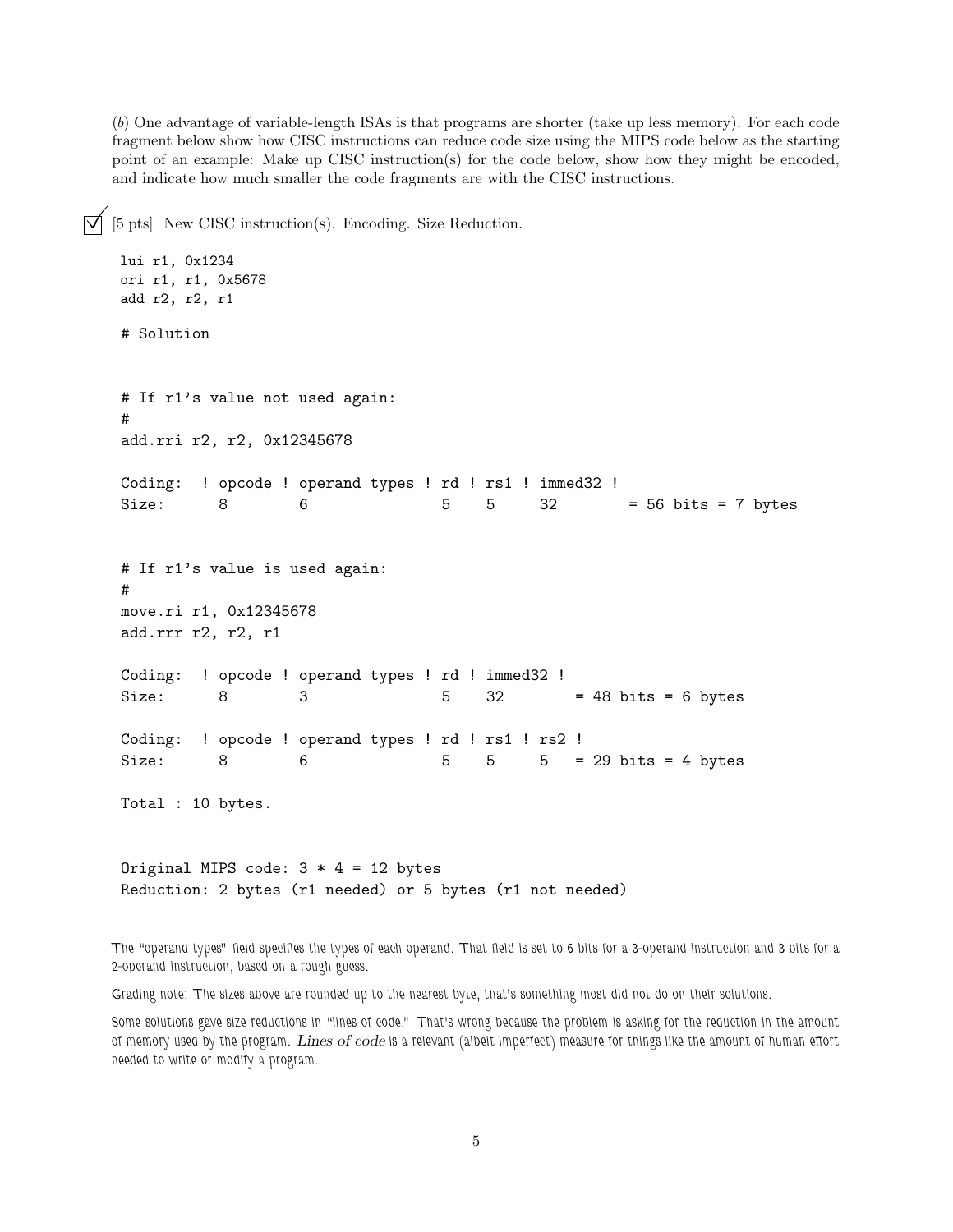(*b*) One advantage of variable-length ISAs is that programs are shorter (take up less memory). For each code fragment below show how CISC instructions can reduce code size using the MIPS code below as the starting point of an example: Make up CISC instruction(s) for the code below, show how they might be encoded, and indicate how much smaller the code fragments are with the CISC instructions.

☑ [5 pts] New CISC instruction(s). Encoding. Size Reduction.

```
lui r1, 0x1234
ori r1, r1, 0x5678
add r2, r2, r1

# Solution


# If r1's value not used again:
#
add.rri r2, r2, 0x12345678

Coding:  ! opcode ! operand types ! rd ! rs1 ! immed32 !
Size:      8        6               5    5     32        = 56 bits = 7 bytes


# If r1's value is used again:
#
move.ri r1, 0x12345678
add.rrr r2, r2, r1

Coding:  ! opcode ! operand types ! rd ! immed32 !
Size:      8        3               5    32        = 48 bits = 6 bytes

Coding:  ! opcode ! operand types ! rd ! rs1 ! rs2 !
Size:      8        6               5    5     5   = 29 bits = 4 bytes

Total : 10 bytes.


Original MIPS code: 3 * 4 = 12 bytes
Reduction: 2 bytes (r1 needed) or 5 bytes (r1 not needed)
```

The "operand types" field specifies the types of each operand. That field is set to 6 bits for a 3-operand instruction and 3 bits for a 2-operand instruction, based on a rough guess.

Grading note: The sizes above are rounded up to the nearest byte, that's something most did not do on their solutions.

Some solutions gave size reductions in "lines of code." That's wrong because the problem is asking for the reduction in the amount of memory used by the program. *Lines of code* is a relevant (albeit imperfect) measure for things like the amount of human effort needed to write or modify a program.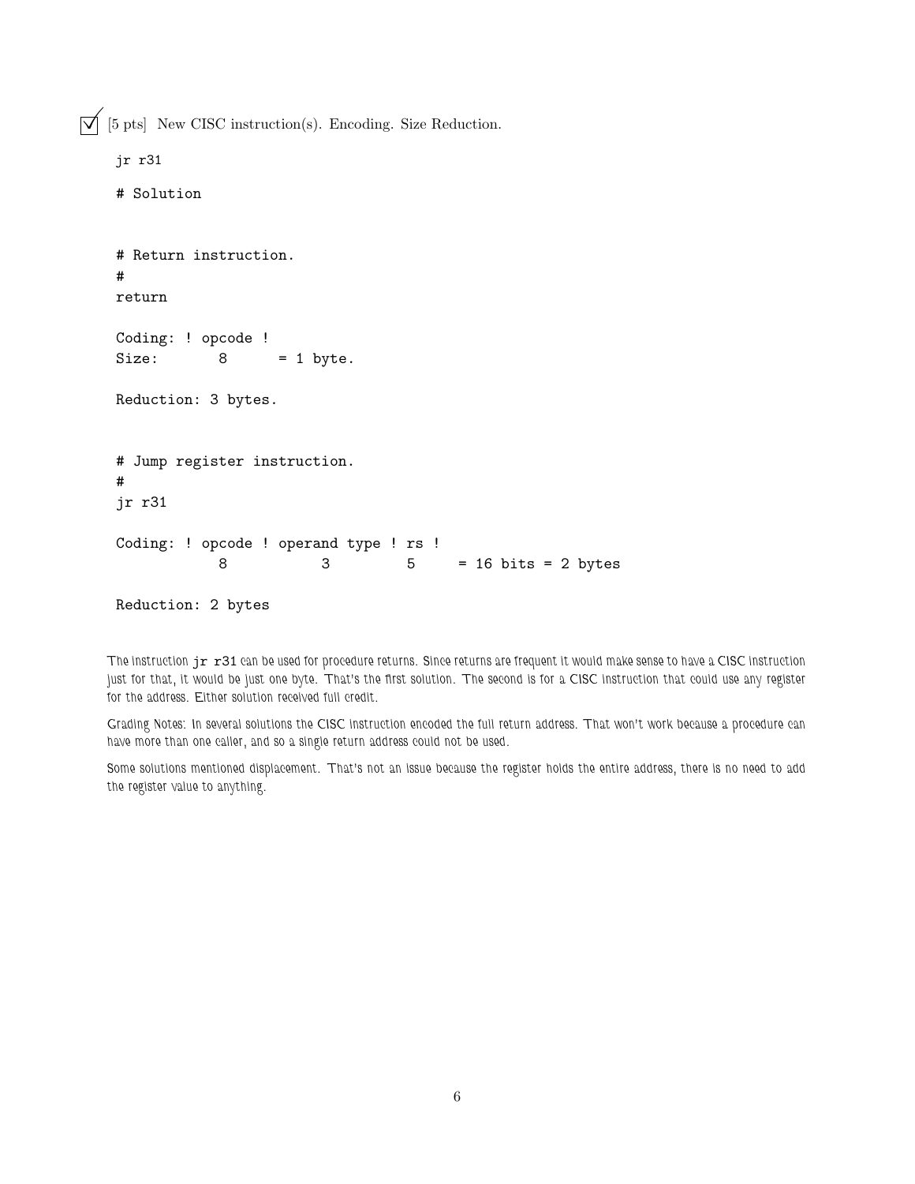☑ [5 pts] New CISC instruction(s). Encoding. Size Reduction.

```
jr r31

# Solution


# Return instruction.
#
return

Coding: ! opcode !
Size:       8      = 1 byte.

Reduction: 3 bytes.


# Jump register instruction.
#
jr r31

Coding: ! opcode ! operand type ! rs !
            8           3         5     = 16 bits = 2 bytes

Reduction: 2 bytes
```

The instruction `jr r31` can be used for procedure returns. Since returns are frequent it would make sense to have a CISC instruction just for that, it would be just one byte. That's the first solution. The second is for a CISC instruction that could use any register for the address. Either solution received full credit.

Grading Notes: In several solutions the CISC instruction encoded the full return address. That won't work because a procedure can have more than one caller, and so a single return address could not be used.

Some solutions mentioned displacement. That's not an issue because the register holds the entire address, there is no need to add the register value to anything.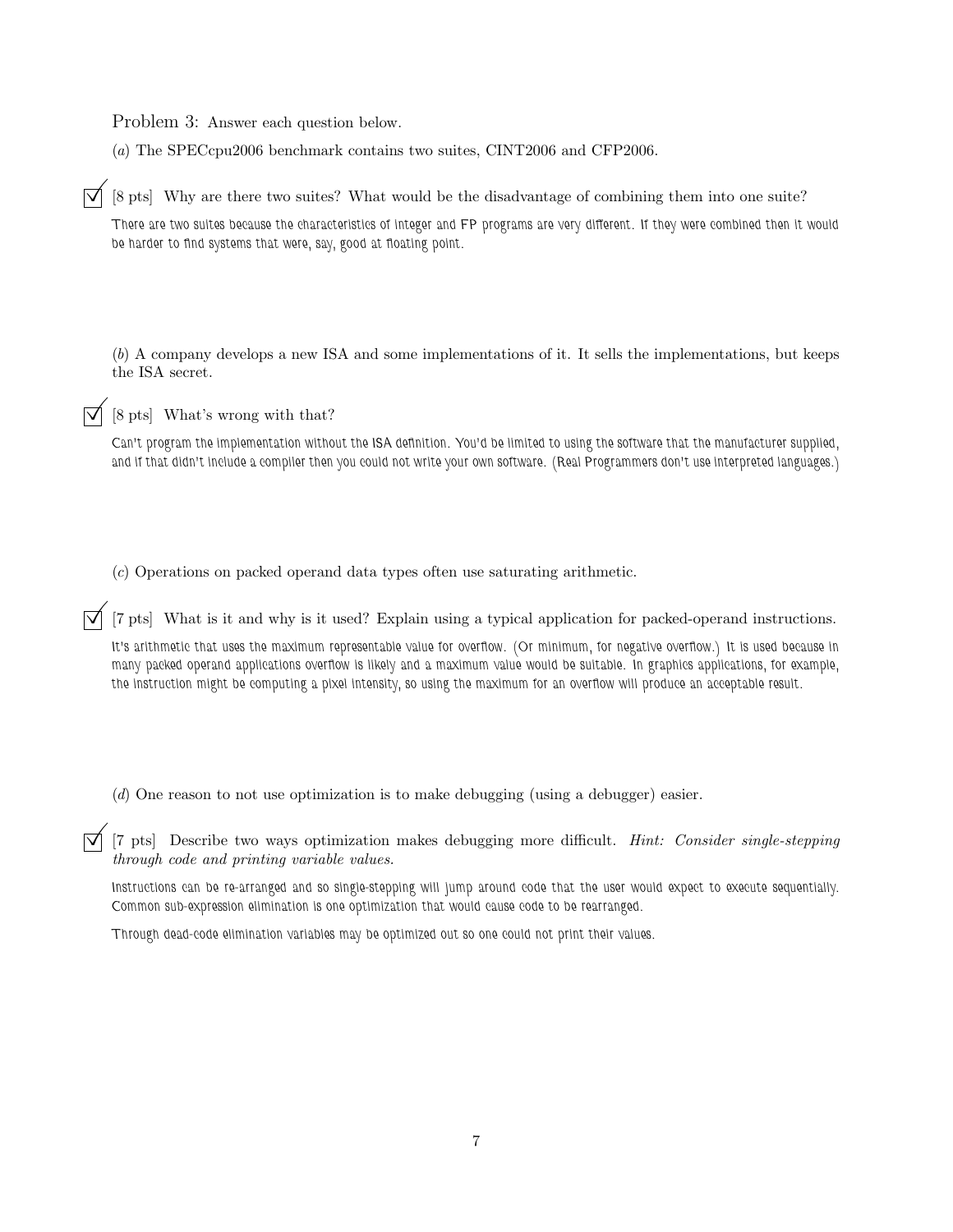Problem 3: Answer each question below.

(*a*) The SPECcpu2006 benchmark contains two suites, CINT2006 and CFP2006.

☑ [8 pts] Why are there two suites? What would be the disadvantage of combining them into one suite?

There are two suites because the characteristics of integer and FP programs are very different. If they were combined then it would be harder to find systems that were, say, good at floating point.

(*b*) A company develops a new ISA and some implementations of it. It sells the implementations, but keeps the ISA secret.

☑ [8 pts] What's wrong with that?

Can't program the implementation without the ISA definition. You'd be limited to using the software that the manufacturer supplied, and if that didn't include a compiler then you could not write your own software. (Real Programmers don't use interpreted languages.)

(*c*) Operations on packed operand data types often use saturating arithmetic.

☑ [7 pts] What is it and why is it used? Explain using a typical application for packed-operand instructions.

It's arithmetic that uses the maximum representable value for overflow. (Or minimum, for negative overflow.) It is used because in many packed operand applications overflow is likely and a maximum value would be suitable. In graphics applications, for example, the instruction might be computing a pixel intensity, so using the maximum for an overflow will produce an acceptable result.

(*d*) One reason to not use optimization is to make debugging (using a debugger) easier.

☑ [7 pts] Describe two ways optimization makes debugging more difficult. *Hint: Consider single-stepping through code and printing variable values.*

Instructions can be re-arranged and so single-stepping will jump around code that the user would expect to execute sequentially. Common sub-expression elimination is one optimization that would cause code to be rearranged.

Through dead-code elimination variables may be optimized out so one could not print their values.